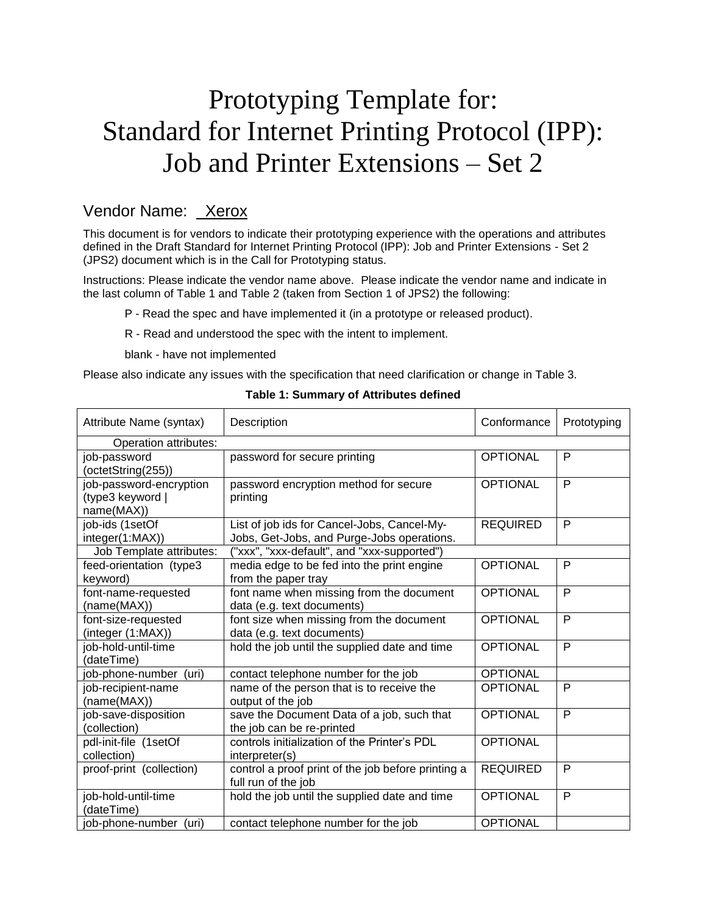# Prototyping Template for: Standard for Internet Printing Protocol (IPP): Job and Printer Extensions – Set 2

## Vendor Name: Xerox

This document is for vendors to indicate their prototyping experience with the operations and attributes defined in the Draft Standard for Internet Printing Protocol (IPP): Job and Printer Extensions - Set 2 (JPS2) document which is in the Call for Prototyping status.

Instructions: Please indicate the vendor name above. Please indicate the vendor name and indicate in the last column of Table 1 and Table 2 (taken from Section 1 of JPS2) the following:

P - Read the spec and have implemented it (in a prototype or released product).

R - Read and understood the spec with the intent to implement.

blank - have not implemented

Please also indicate any issues with the specification that need clarification or change in Table 3.

**Table 1: Summary of Attributes defined**

| Attribute Name (syntax) | Description | Conformance | Prototyping |
|---|---|---|---|
| Operation attributes: | | | |
| job-password (octetString(255)) | password for secure printing | OPTIONAL | P |
| job-password-encryption (type3 keyword \| name(MAX)) | password encryption method for secure printing | OPTIONAL | P |
| job-ids (1setOf integer(1:MAX)) | List of job ids for Cancel-Jobs, Cancel-My-Jobs, Get-Jobs, and Purge-Jobs operations. | REQUIRED | P |
| Job Template attributes: | ("xxx", "xxx-default", and "xxx-supported") | | |
| feed-orientation (type3 keyword) | media edge to be fed into the print engine from the paper tray | OPTIONAL | P |
| font-name-requested (name(MAX)) | font name when missing from the document data (e.g. text documents) | OPTIONAL | P |
| font-size-requested (integer (1:MAX)) | font size when missing from the document data (e.g. text documents) | OPTIONAL | P |
| job-hold-until-time (dateTime) | hold the job until the supplied date and time | OPTIONAL | P |
| job-phone-number (uri) | contact telephone number for the job | OPTIONAL | |
| job-recipient-name (name(MAX)) | name of the person that is to receive the output of the job | OPTIONAL | P |
| job-save-disposition (collection) | save the Document Data of a job, such that the job can be re-printed | OPTIONAL | P |
| pdl-init-file (1setOf collection) | controls initialization of the Printer's PDL interpreter(s) | OPTIONAL | |
| proof-print (collection) | control a proof print of the job before printing a full run of the job | REQUIRED | P |
| job-hold-until-time (dateTime) | hold the job until the supplied date and time | OPTIONAL | P |
| job-phone-number (uri) | contact telephone number for the job | OPTIONAL | |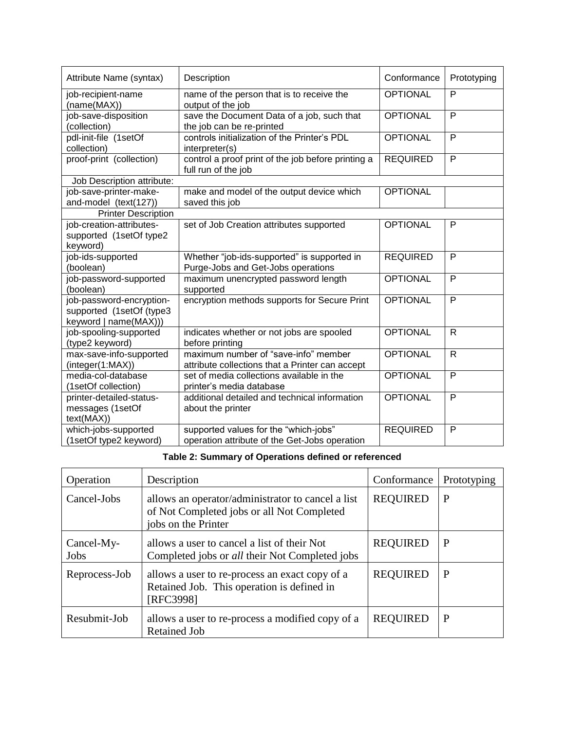| Attribute Name (syntax) | Description | Conformance | Prototyping |
|---|---|---|---|
| job-recipient-name (name(MAX)) | name of the person that is to receive the output of the job | OPTIONAL | P |
| job-save-disposition (collection) | save the Document Data of a job, such that the job can be re-printed | OPTIONAL | P |
| pdl-init-file (1setOf collection) | controls initialization of the Printer's PDL interpreter(s) | OPTIONAL | P |
| proof-print (collection) | control a proof print of the job before printing a full run of the job | REQUIRED | P |
| Job Description attribute: | | | |
| job-save-printer-make-and-model (text(127)) | make and model of the output device which saved this job | OPTIONAL | |
| Printer Description | | | |
| job-creation-attributes-supported (1setOf type2 keyword) | set of Job Creation attributes supported | OPTIONAL | P |
| job-ids-supported (boolean) | Whether "job-ids-supported" is supported in Purge-Jobs and Get-Jobs operations | REQUIRED | P |
| job-password-supported (boolean) | maximum unencrypted password length supported | OPTIONAL | P |
| job-password-encryption-supported (1setOf (type3 keyword \| name(MAX))) | encryption methods supports for Secure Print | OPTIONAL | P |
| job-spooling-supported (type2 keyword) | indicates whether or not jobs are spooled before printing | OPTIONAL | R |
| max-save-info-supported (integer(1:MAX)) | maximum number of "save-info" member attribute collections that a Printer can accept | OPTIONAL | R |
| media-col-database (1setOf collection) | set of media collections available in the printer's media database | OPTIONAL | P |
| printer-detailed-status-messages (1setOf text(MAX)) | additional detailed and technical information about the printer | OPTIONAL | P |
| which-jobs-supported (1setOf type2 keyword) | supported values for the "which-jobs" operation attribute of the Get-Jobs operation | REQUIRED | P |

**Table 2: Summary of Operations defined or referenced**

| Operation | Description | Conformance | Prototyping |
|---|---|---|---|
| Cancel-Jobs | allows an operator/administrator to cancel a list of Not Completed jobs or all Not Completed jobs on the Printer | REQUIRED | P |
| Cancel-My-Jobs | allows a user to cancel a list of their Not Completed jobs or *all* their Not Completed jobs | REQUIRED | P |
| Reprocess-Job | allows a user to re-process an exact copy of a Retained Job. This operation is defined in [RFC3998] | REQUIRED | P |
| Resubmit-Job | allows a user to re-process a modified copy of a Retained Job | REQUIRED | P |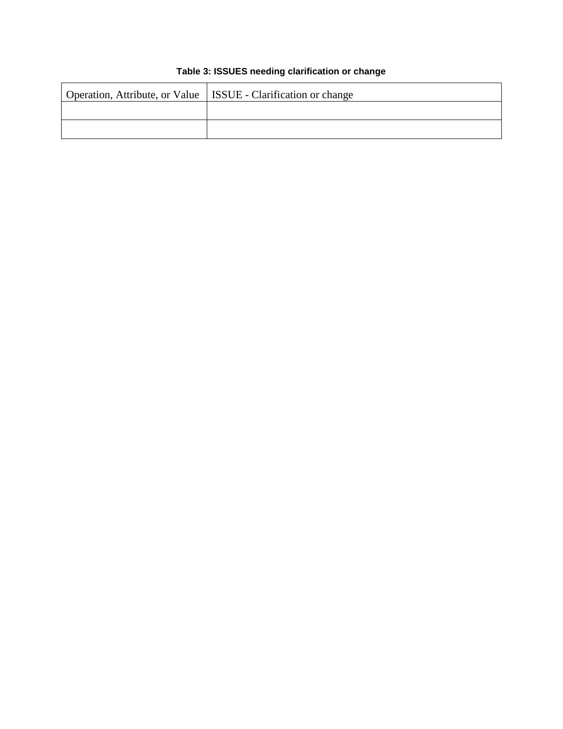**Table 3: ISSUES needing clarification or change**

| Operation, Attribute, or Value | ISSUE - Clarification or change |
| --- | --- |
| | |
| | |